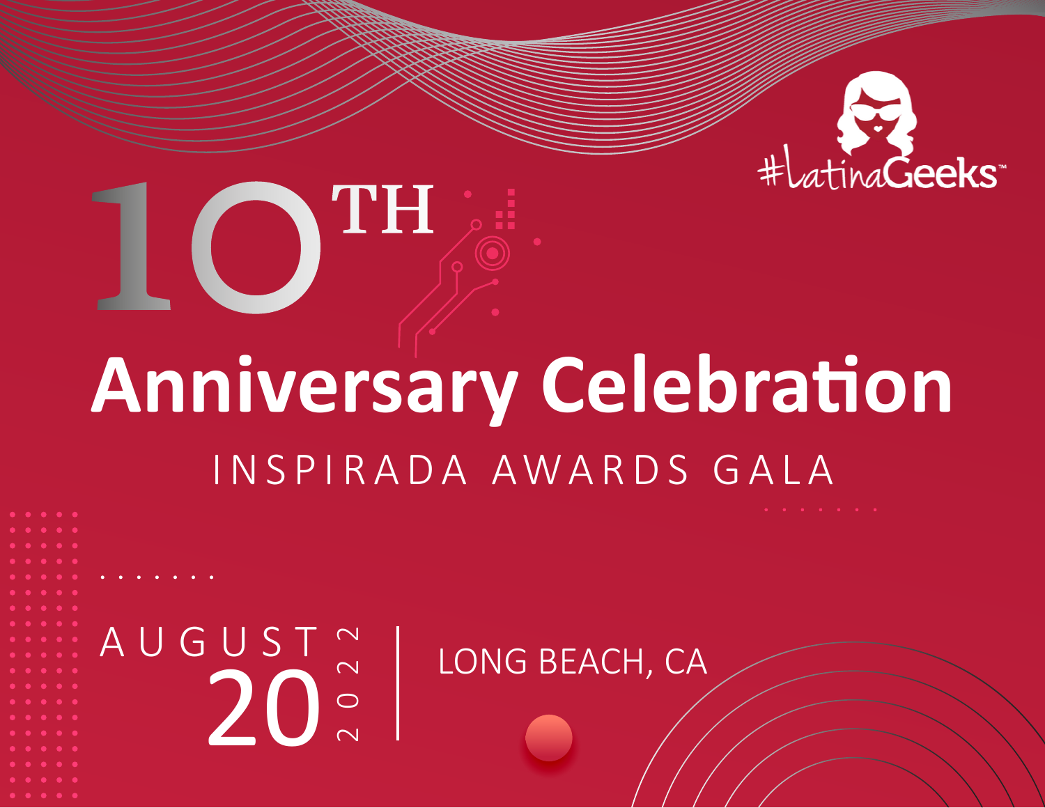#LatinaGeeks™

# 10TH Anniversary Celebration

## INSPIRADA AWARDS GALA

AUGUST 20 2022 | LONG BEACH, CA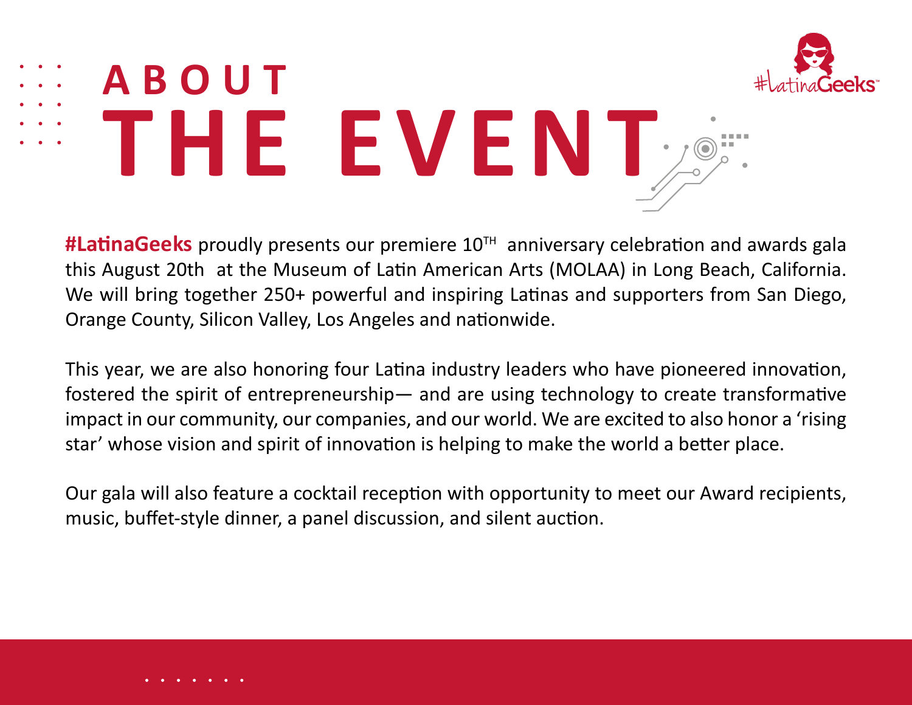# ABOUT THE EVENT

**#LatinaGeeks** proudly presents our premiere 10TH anniversary celebration and awards gala this August 20th at the Museum of Latin American Arts (MOLAA) in Long Beach, California. We will bring together 250+ powerful and inspiring Latinas and supporters from San Diego, Orange County, Silicon Valley, Los Angeles and nationwide.

This year, we are also honoring four Latina industry leaders who have pioneered innovation, fostered the spirit of entrepreneurship— and are using technology to create transformative impact in our community, our companies, and our world. We are excited to also honor a 'rising star' whose vision and spirit of innovation is helping to make the world a better place.

Our gala will also feature a cocktail reception with opportunity to meet our Award recipients, music, buffet-style dinner, a panel discussion, and silent auction.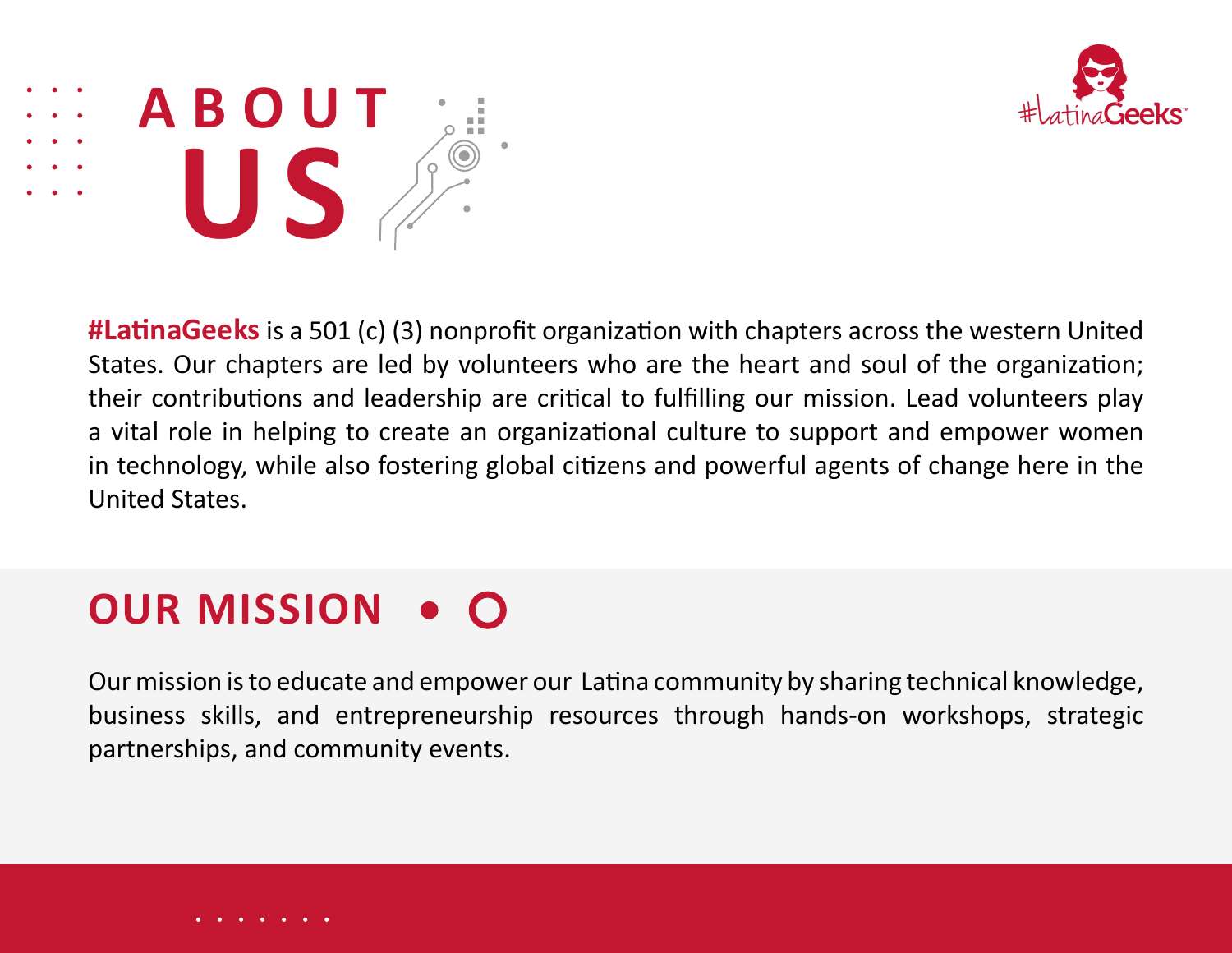# ABOUT US

**#LatinaGeeks** is a 501 (c) (3) nonprofit organization with chapters across the western United States. Our chapters are led by volunteers who are the heart and soul of the organization; their contributions and leadership are critical to fulfilling our mission. Lead volunteers play a vital role in helping to create an organizational culture to support and empower women in technology, while also fostering global citizens and powerful agents of change here in the United States.

## OUR MISSION

Our mission is to educate and empower our Latina community by sharing technical knowledge, business skills, and entrepreneurship resources through hands-on workshops, strategic partnerships, and community events.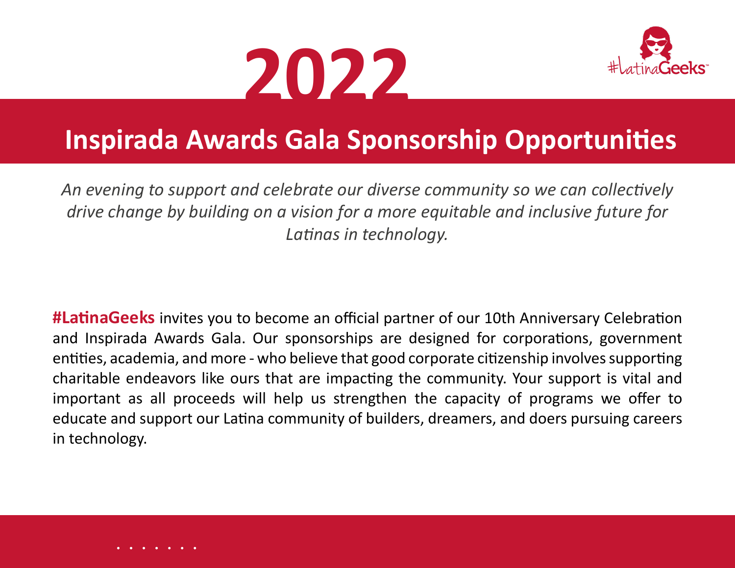# 2022

#LatinaGeeks

## Inspirada Awards Gala Sponsorship Opportunities

*An evening to support and celebrate our diverse community so we can collectively drive change by building on a vision for a more equitable and inclusive future for Latinas in technology.*

**#LatinaGeeks** invites you to become an official partner of our 10th Anniversary Celebration and Inspirada Awards Gala. Our sponsorships are designed for corporations, government entities, academia, and more - who believe that good corporate citizenship involves supporting charitable endeavors like ours that are impacting the community. Your support is vital and important as all proceeds will help us strengthen the capacity of programs we offer to educate and support our Latina community of builders, dreamers, and doers pursuing careers in technology.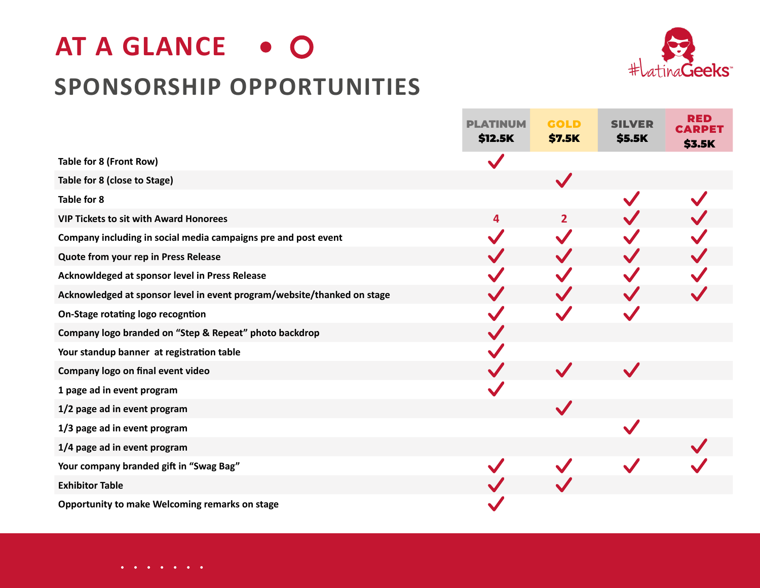# AT A GLANCE

## SPONSORSHIP OPPORTUNITIES

#LatinaGeeks™

| | PLATINUM $12.5K | GOLD $7.5K | SILVER $5.5K | RED CARPET $3.5K |
|---|---|---|---|---|
| Table for 8 (Front Row) | ✓ | | | |
| Table for 8 (close to Stage) | | ✓ | | |
| Table for 8 | | | ✓ | ✓ |
| VIP Tickets to sit with Award Honorees | 4 | 2 | ✓ | ✓ |
| Company including in social media campaigns pre and post event | ✓ | ✓ | ✓ | ✓ |
| Quote from your rep in Press Release | ✓ | ✓ | ✓ | ✓ |
| Acknowldeged at sponsor level in Press Release | ✓ | ✓ | ✓ | ✓ |
| Acknowledged at sponsor level in event program/website/thanked on stage | ✓ | ✓ | ✓ | ✓ |
| On-Stage rotating logo recogntion | ✓ | ✓ | ✓ | |
| Company logo branded on "Step & Repeat" photo backdrop | ✓ | | | |
| Your standup banner at registration table | ✓ | | | |
| Company logo on final event video | ✓ | ✓ | ✓ | |
| 1 page ad in event program | ✓ | | | |
| 1/2 page ad in event program | | ✓ | | |
| 1/3 page ad in event program | | | ✓ | |
| 1/4 page ad in event program | | | | ✓ |
| Your company branded gift in "Swag Bag" | ✓ | ✓ | ✓ | ✓ |
| Exhibitor Table | ✓ | ✓ | | |
| Opportunity to make Welcoming remarks on stage | ✓ | | | |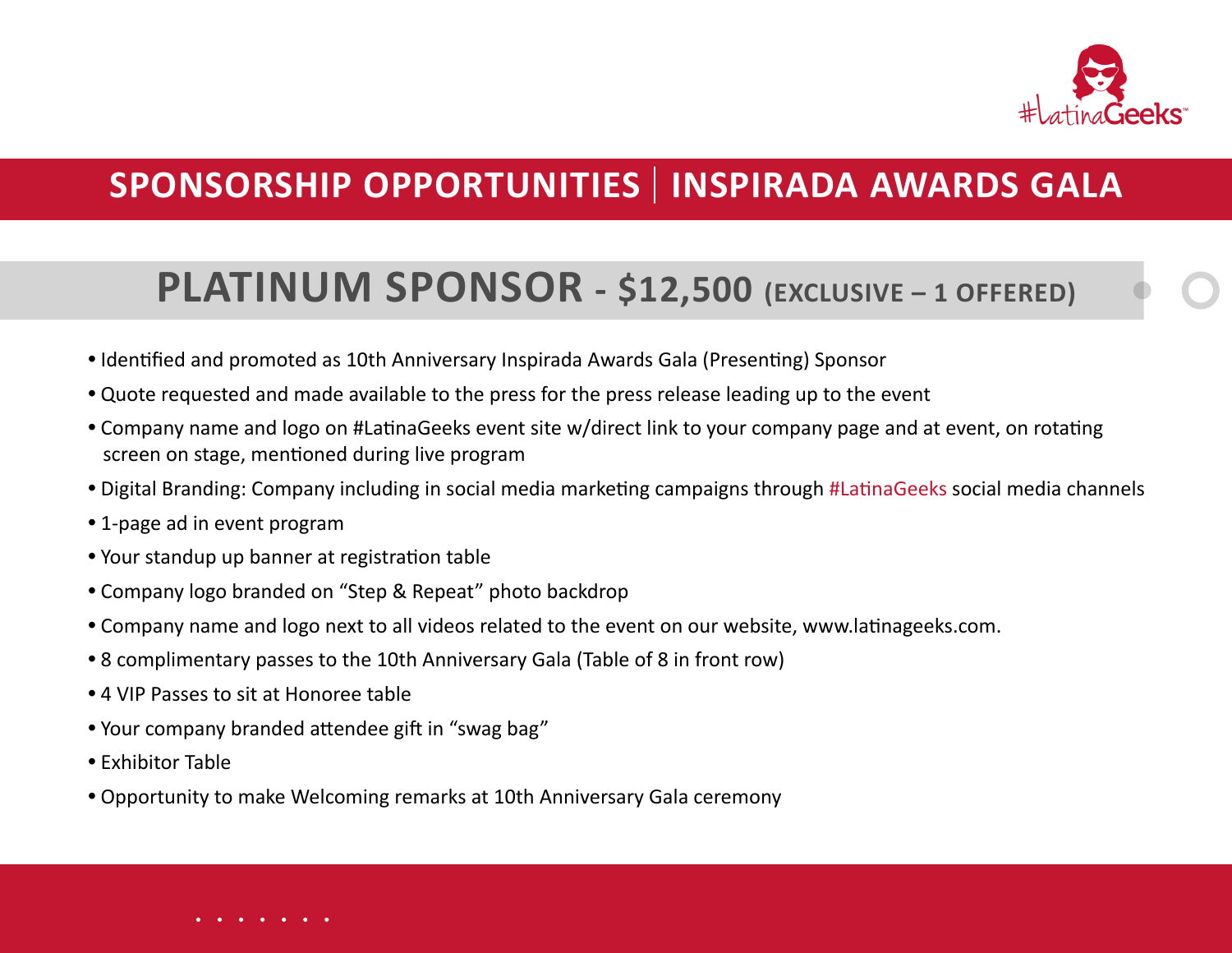#LatinaGeeks

# SPONSORSHIP OPPORTUNITIES | INSPIRADA AWARDS GALA

## PLATINUM SPONSOR - $12,500 (EXCLUSIVE – 1 OFFERED)

- Identified and promoted as 10th Anniversary Inspirada Awards Gala (Presenting) Sponsor
- Quote requested and made available to the press for the press release leading up to the event
- Company name and logo on #LatinaGeeks event site w/direct link to your company page and at event, on rotating screen on stage, mentioned during live program
- Digital Branding: Company including in social media marketing campaigns through #LatinaGeeks social media channels
- 1-page ad in event program
- Your standup up banner at registration table
- Company logo branded on "Step & Repeat" photo backdrop
- Company name and logo next to all videos related to the event on our website, www.latinageeks.com.
- 8 complimentary passes to the 10th Anniversary Gala (Table of 8 in front row)
- 4 VIP Passes to sit at Honoree table
- Your company branded attendee gift in "swag bag"
- Exhibitor Table
- Opportunity to make Welcoming remarks at 10th Anniversary Gala ceremony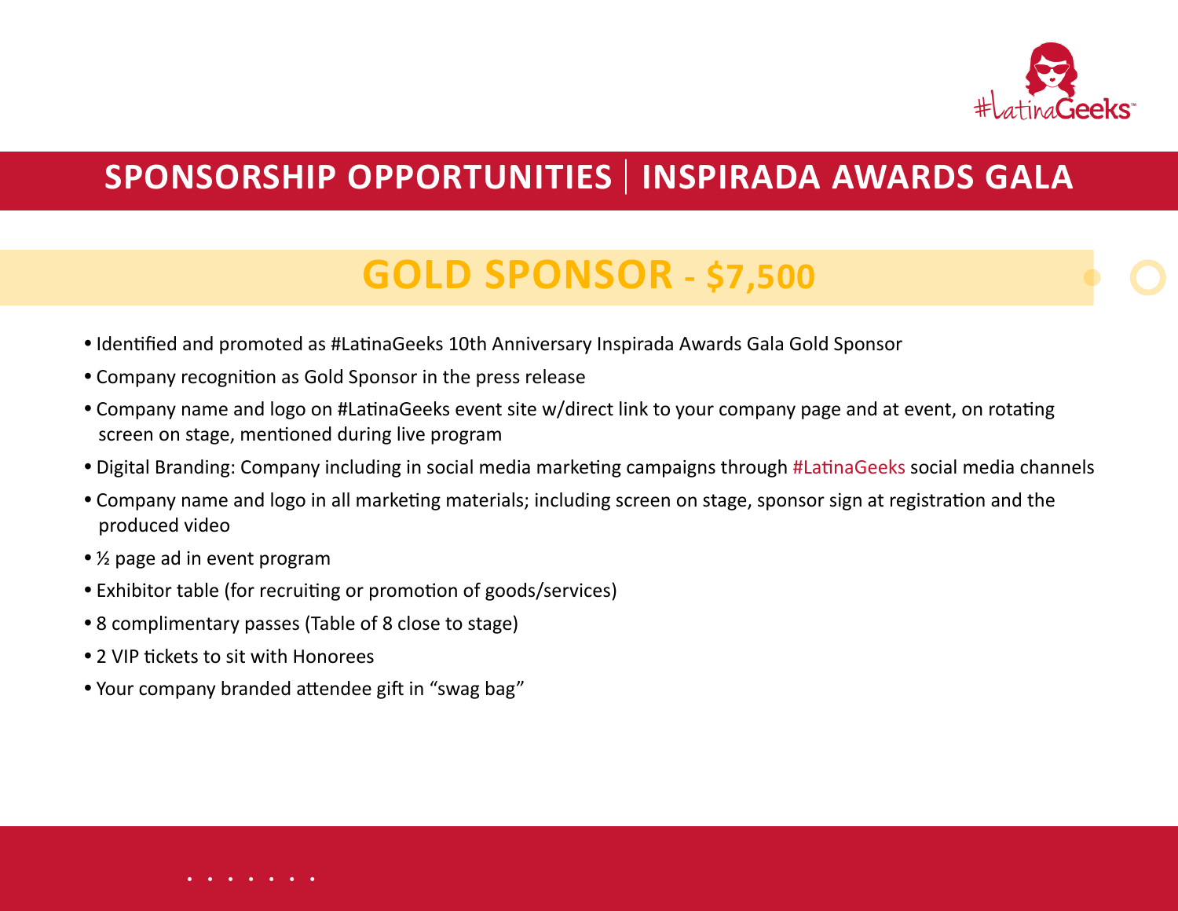# SPONSORSHIP OPPORTUNITIES | INSPIRADA AWARDS GALA

## GOLD SPONSOR - $7,500

- Identified and promoted as #LatinaGeeks 10th Anniversary Inspirada Awards Gala Gold Sponsor
- Company recognition as Gold Sponsor in the press release
- Company name and logo on #LatinaGeeks event site w/direct link to your company page and at event, on rotating screen on stage, mentioned during live program
- Digital Branding: Company including in social media marketing campaigns through #LatinaGeeks social media channels
- Company name and logo in all marketing materials; including screen on stage, sponsor sign at registration and the produced video
- ½ page ad in event program
- Exhibitor table (for recruiting or promotion of goods/services)
- 8 complimentary passes (Table of 8 close to stage)
- 2 VIP tickets to sit with Honorees
- Your company branded attendee gift in "swag bag"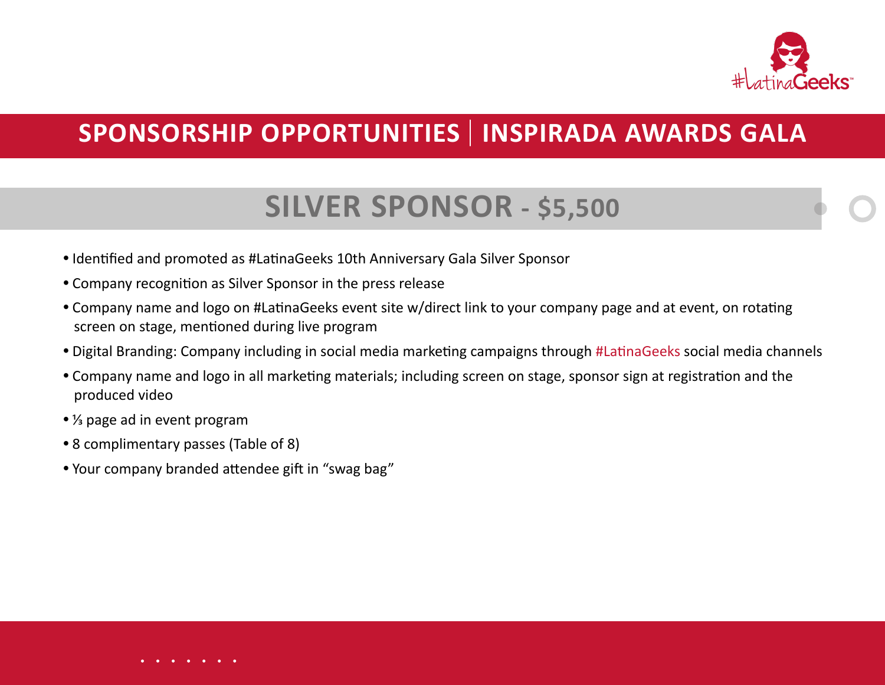# SPONSORSHIP OPPORTUNITIES | INSPIRADA AWARDS GALA

## SILVER SPONSOR - $5,500

- Identified and promoted as #LatinaGeeks 10th Anniversary Gala Silver Sponsor
- Company recognition as Silver Sponsor in the press release
- Company name and logo on #LatinaGeeks event site w/direct link to your company page and at event, on rotating screen on stage, mentioned during live program
- Digital Branding: Company including in social media marketing campaigns through #LatinaGeeks social media channels
- Company name and logo in all marketing materials; including screen on stage, sponsor sign at registration and the produced video
- ⅓ page ad in event program
- 8 complimentary passes (Table of 8)
- Your company branded attendee gift in “swag bag”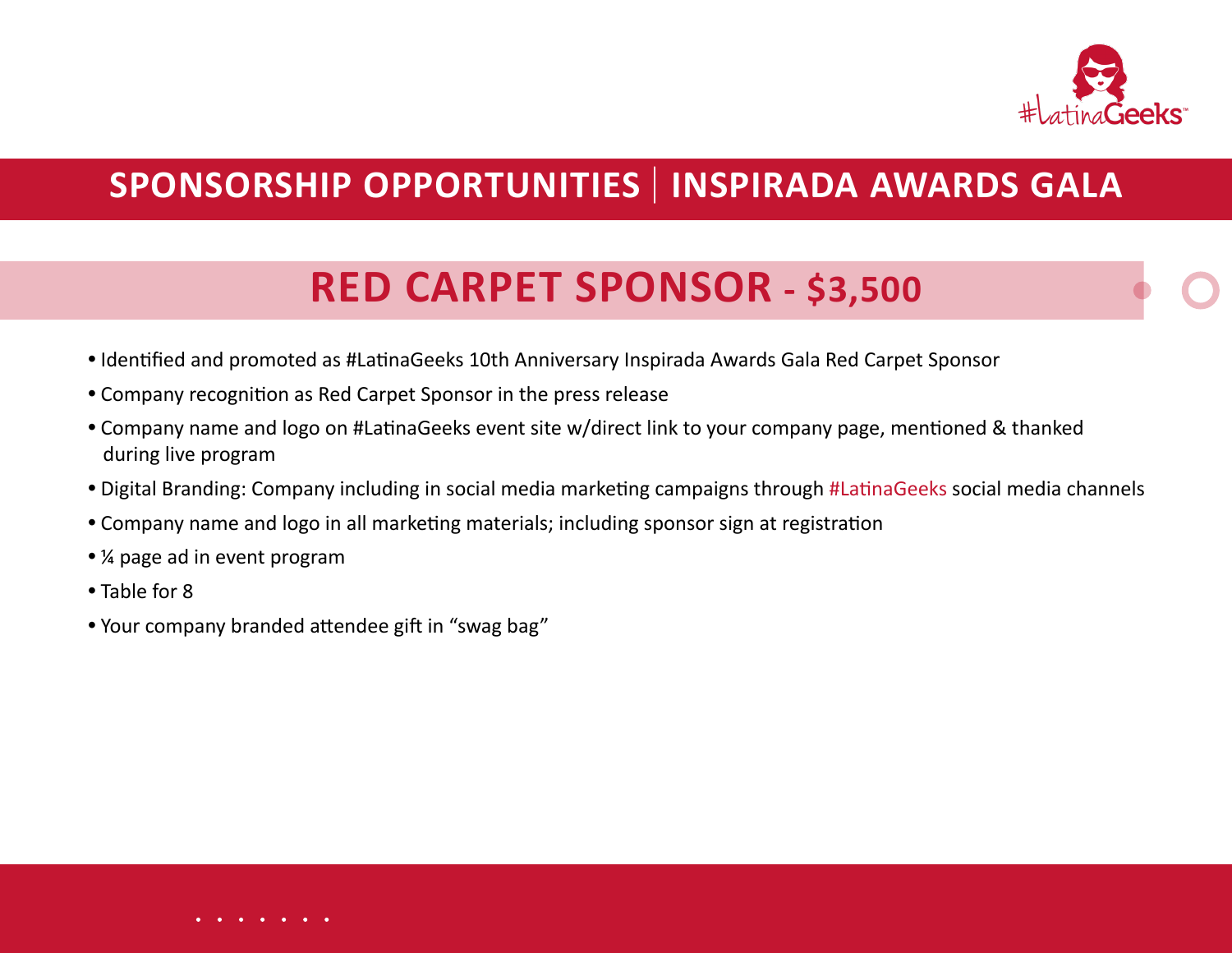## SPONSORSHIP OPPORTUNITIES | INSPIRADA AWARDS GALA

### RED CARPET SPONSOR - $3,500

- Identified and promoted as #LatinaGeeks 10th Anniversary Inspirada Awards Gala Red Carpet Sponsor
- Company recognition as Red Carpet Sponsor in the press release
- Company name and logo on #LatinaGeeks event site w/direct link to your company page, mentioned & thanked during live program
- Digital Branding: Company including in social media marketing campaigns through #LatinaGeeks social media channels
- Company name and logo in all marketing materials; including sponsor sign at registration
- ¼ page ad in event program
- Table for 8
- Your company branded attendee gift in "swag bag"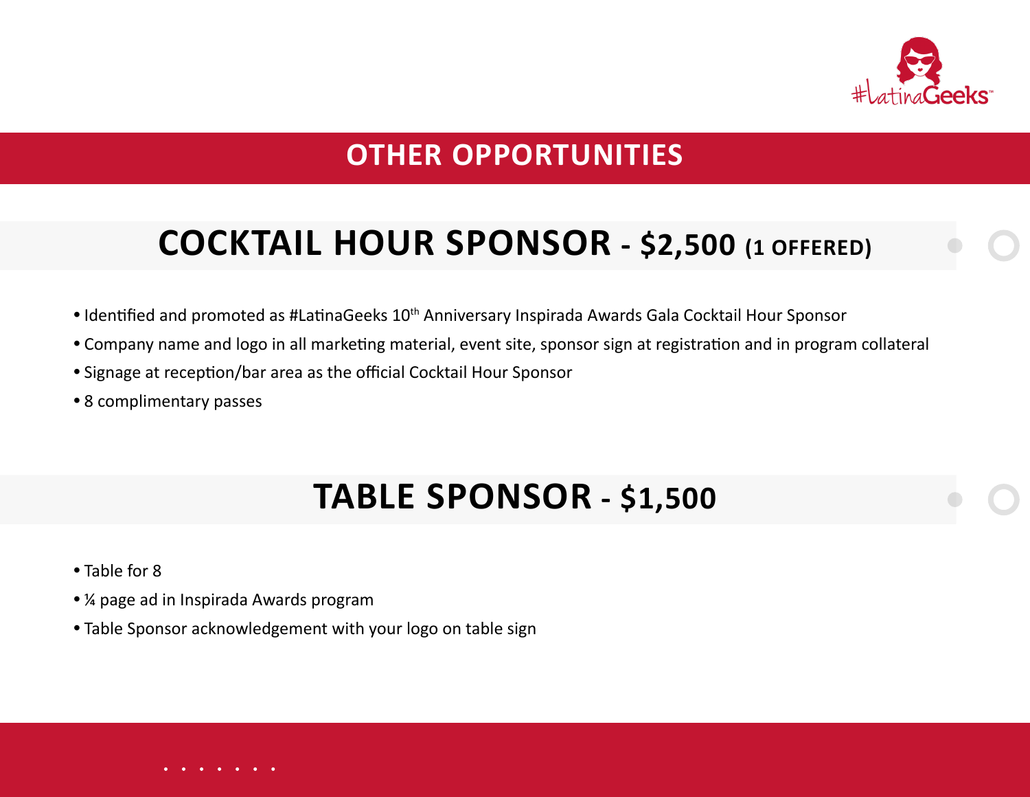## OTHER OPPORTUNITIES

## COCKTAIL HOUR SPONSOR - $2,500 (1 OFFERED)

- Identified and promoted as #LatinaGeeks 10th Anniversary Inspirada Awards Gala Cocktail Hour Sponsor
- Company name and logo in all marketing material, event site, sponsor sign at registration and in program collateral
- Signage at reception/bar area as the official Cocktail Hour Sponsor
- 8 complimentary passes

## TABLE SPONSOR - $1,500

- Table for 8
- ¼ page ad in Inspirada Awards program
- Table Sponsor acknowledgement with your logo on table sign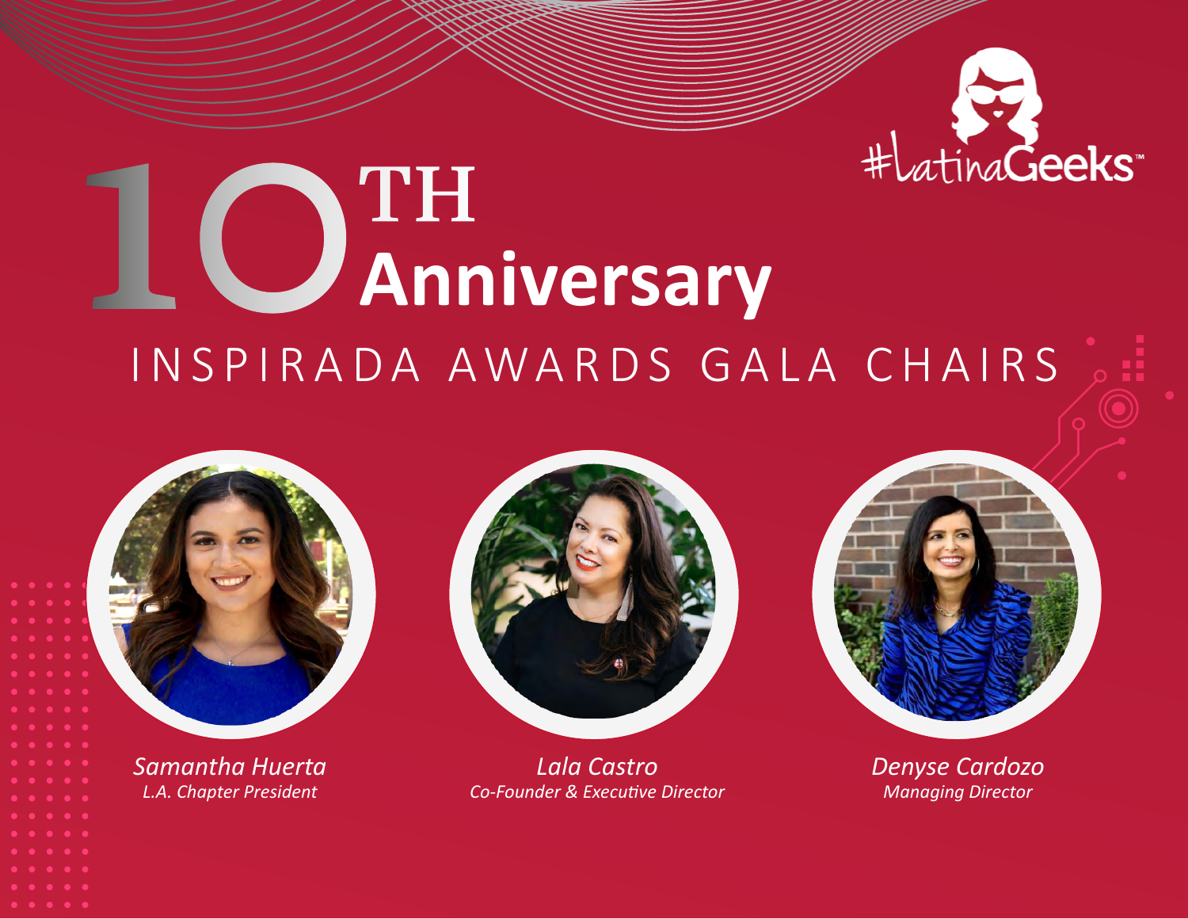#LatinaGeeks™

# 10TH Anniversary

## INSPIRADA AWARDS GALA CHAIRS

*Samantha Huerta*
*L.A. Chapter President*

*Lala Castro*
*Co-Founder & Executive Director*

*Denyse Cardozo*
*Managing Director*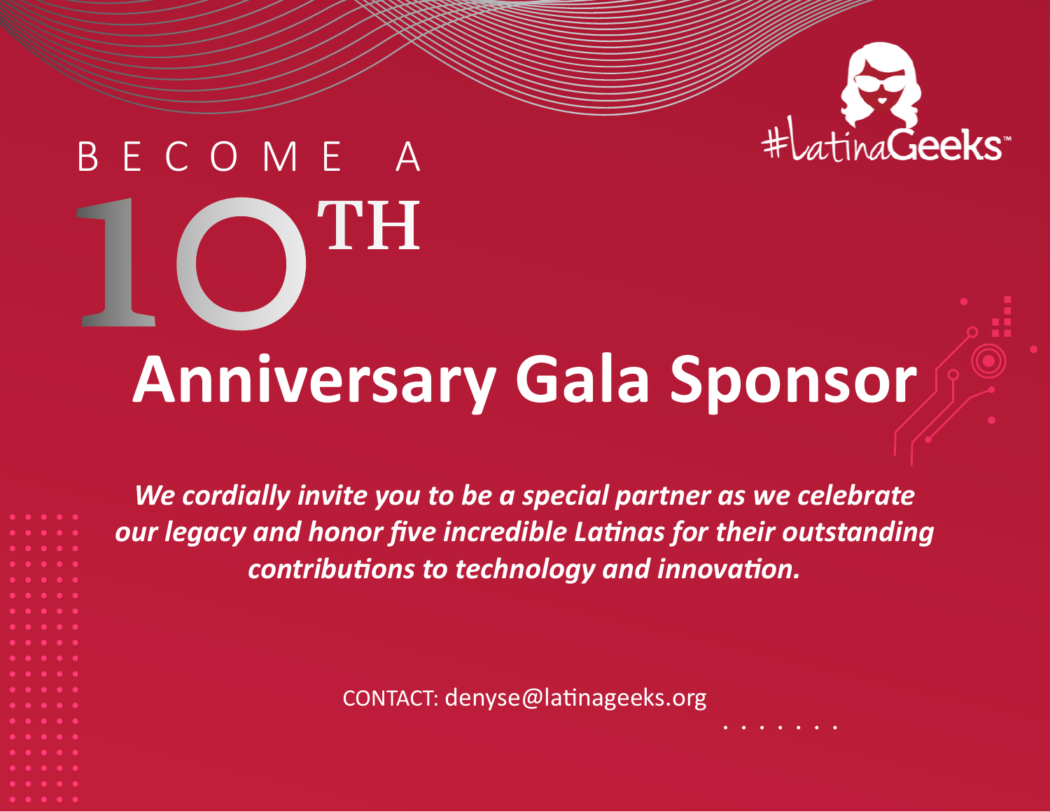#LatinaGeeks™

# BECOME A 10TH Anniversary Gala Sponsor

***We cordially invite you to be a special partner as we celebrate our legacy and honor five incredible Latinas for their outstanding contributions to technology and innovation.***

CONTACT: denyse@latinageeks.org